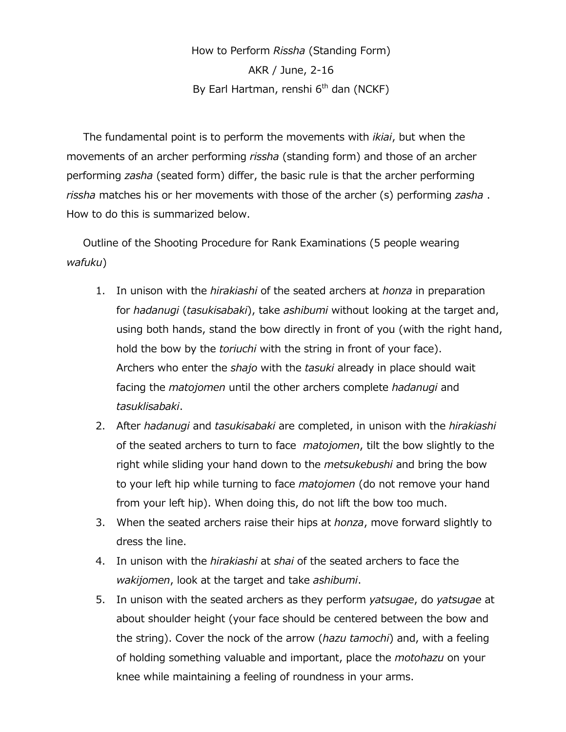# How to Perform *Rissha* (Standing Form)

AKR / June, 2-16

By Earl Hartman, renshi 6th dan (NCKF)

The fundamental point is to perform the movements with *ikiai*, but when the movements of an archer performing *rissha* (standing form) and those of an archer performing *zasha* (seated form) differ, the basic rule is that the archer performing *rissha* matches his or her movements with those of the archer (s) performing *zasha* . How to do this is summarized below.

Outline of the Shooting Procedure for Rank Examinations (5 people wearing *wafuku*)

1. In unison with the *hirakiashi* of the seated archers at *honza* in preparation for *hadanugi* (*tasukisabaki*), take *ashibumi* without looking at the target and, using both hands, stand the bow directly in front of you (with the right hand, hold the bow by the *toriuchi* with the string in front of your face).
   Archers who enter the *shajo* with the *tasuki* already in place should wait facing the *matojomen* until the other archers complete *hadanugi* and *tasuklisabaki*.
2. After *hadanugi* and *tasukisabaki* are completed, in unison with the *hirakiashi* of the seated archers to turn to face *matojomen*, tilt the bow slightly to the right while sliding your hand down to the *metsukebushi* and bring the bow to your left hip while turning to face *matojomen* (do not remove your hand from your left hip). When doing this, do not lift the bow too much.
3. When the seated archers raise their hips at *honza*, move forward slightly to dress the line.
4. In unison with the *hirakiashi* at *shai* of the seated archers to face the *wakijomen*, look at the target and take *ashibumi*.
5. In unison with the seated archers as they perform *yatsugae*, do *yatsugae* at about shoulder height (your face should be centered between the bow and the string). Cover the nock of the arrow (*hazu tamochi*) and, with a feeling of holding something valuable and important, place the *motohazu* on your knee while maintaining a feeling of roundness in your arms.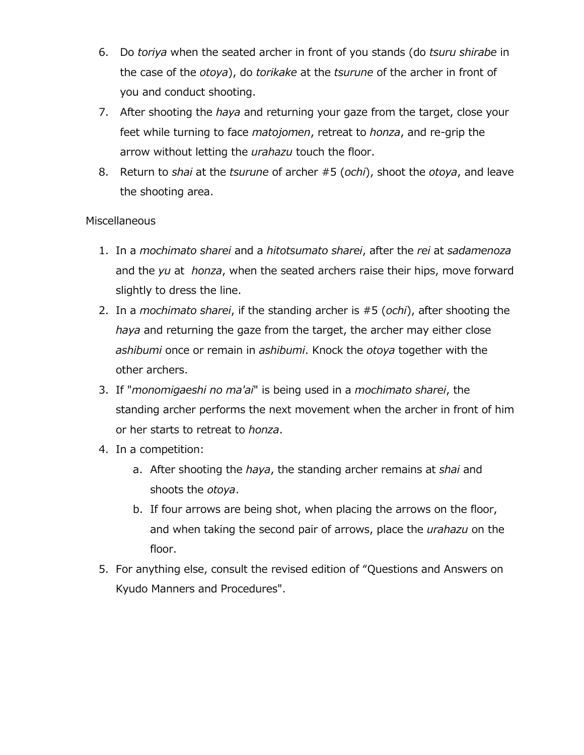6. Do *toriya* when the seated archer in front of you stands (do *tsuru shirabe* in the case of the *otoya*), do *torikake* at the *tsurune* of the archer in front of you and conduct shooting.
7. After shooting the *haya* and returning your gaze from the target, close your feet while turning to face *matojomen*, retreat to *honza*, and re-grip the arrow without letting the *urahazu* touch the floor.
8. Return to *shai* at the *tsurune* of archer #5 (*ochi*), shoot the *otoya*, and leave the shooting area.

Miscellaneous

1. In a *mochimato sharei* and a *hitotsumato sharei*, after the *rei* at *sadamenoza* and the *yu* at *honza*, when the seated archers raise their hips, move forward slightly to dress the line.
2. In a *mochimato sharei*, if the standing archer is #5 (*ochi*), after shooting the *haya* and returning the gaze from the target, the archer may either close *ashibumi* once or remain in *ashibumi*. Knock the *otoya* together with the other archers.
3. If "*monomigaeshi no ma'ai*" is being used in a *mochimato sharei*, the standing archer performs the next movement when the archer in front of him or her starts to retreat to *honza*.
4. In a competition:
    a. After shooting the *haya*, the standing archer remains at *shai* and shoots the *otoya*.
    b. If four arrows are being shot, when placing the arrows on the floor, and when taking the second pair of arrows, place the *urahazu* on the floor.
5. For anything else, consult the revised edition of “Questions and Answers on Kyudo Manners and Procedures".